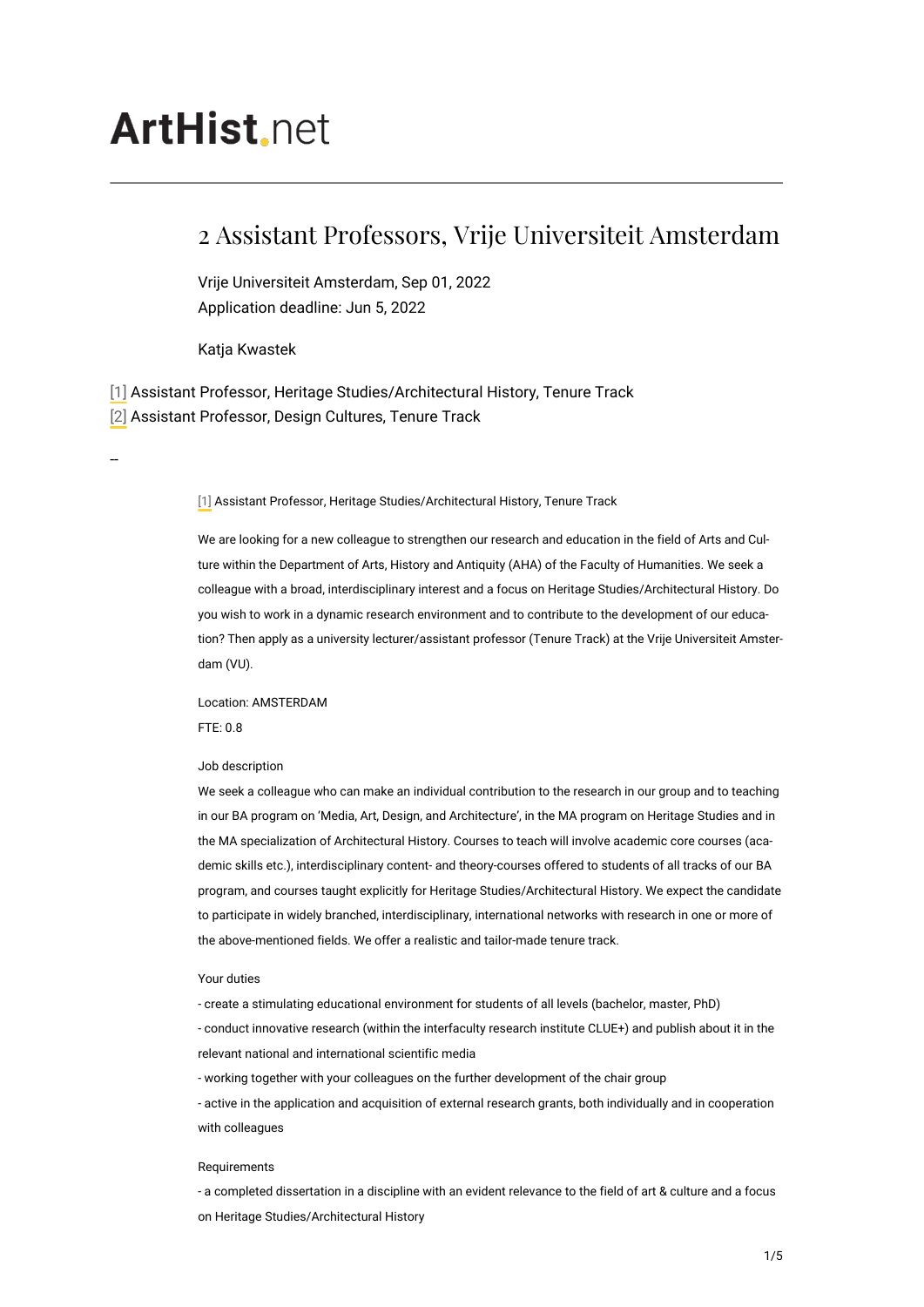# ArtHist.net

## 2 Assistant Professors, Vrije Universiteit Amsterdam

Vrije Universiteit Amsterdam, Sep 01, 2022
Application deadline: Jun 5, 2022

Katja Kwastek

[1] Assistant Professor, Heritage Studies/Architectural History, Tenure Track
[2] Assistant Professor, Design Cultures, Tenure Track

--

[1] Assistant Professor, Heritage Studies/Architectural History, Tenure Track

We are looking for a new colleague to strengthen our research and education in the field of Arts and Culture within the Department of Arts, History and Antiquity (AHA) of the Faculty of Humanities. We seek a colleague with a broad, interdisciplinary interest and a focus on Heritage Studies/Architectural History. Do you wish to work in a dynamic research environment and to contribute to the development of our education? Then apply as a university lecturer/assistant professor (Tenure Track) at the Vrije Universiteit Amsterdam (VU).

Location: AMSTERDAM
FTE: 0.8

Job description
We seek a colleague who can make an individual contribution to the research in our group and to teaching in our BA program on 'Media, Art, Design, and Architecture', in the MA program on Heritage Studies and in the MA specialization of Architectural History. Courses to teach will involve academic core courses (academic skills etc.), interdisciplinary content- and theory-courses offered to students of all tracks of our BA program, and courses taught explicitly for Heritage Studies/Architectural History. We expect the candidate to participate in widely branched, interdisciplinary, international networks with research in one or more of the above-mentioned fields. We offer a realistic and tailor-made tenure track.

Your duties
- create a stimulating educational environment for students of all levels (bachelor, master, PhD)
- conduct innovative research (within the interfaculty research institute CLUE+) and publish about it in the relevant national and international scientific media
- working together with your colleagues on the further development of the chair group
- active in the application and acquisition of external research grants, both individually and in cooperation with colleagues

Requirements
- a completed dissertation in a discipline with an evident relevance to the field of art & culture and a focus on Heritage Studies/Architectural History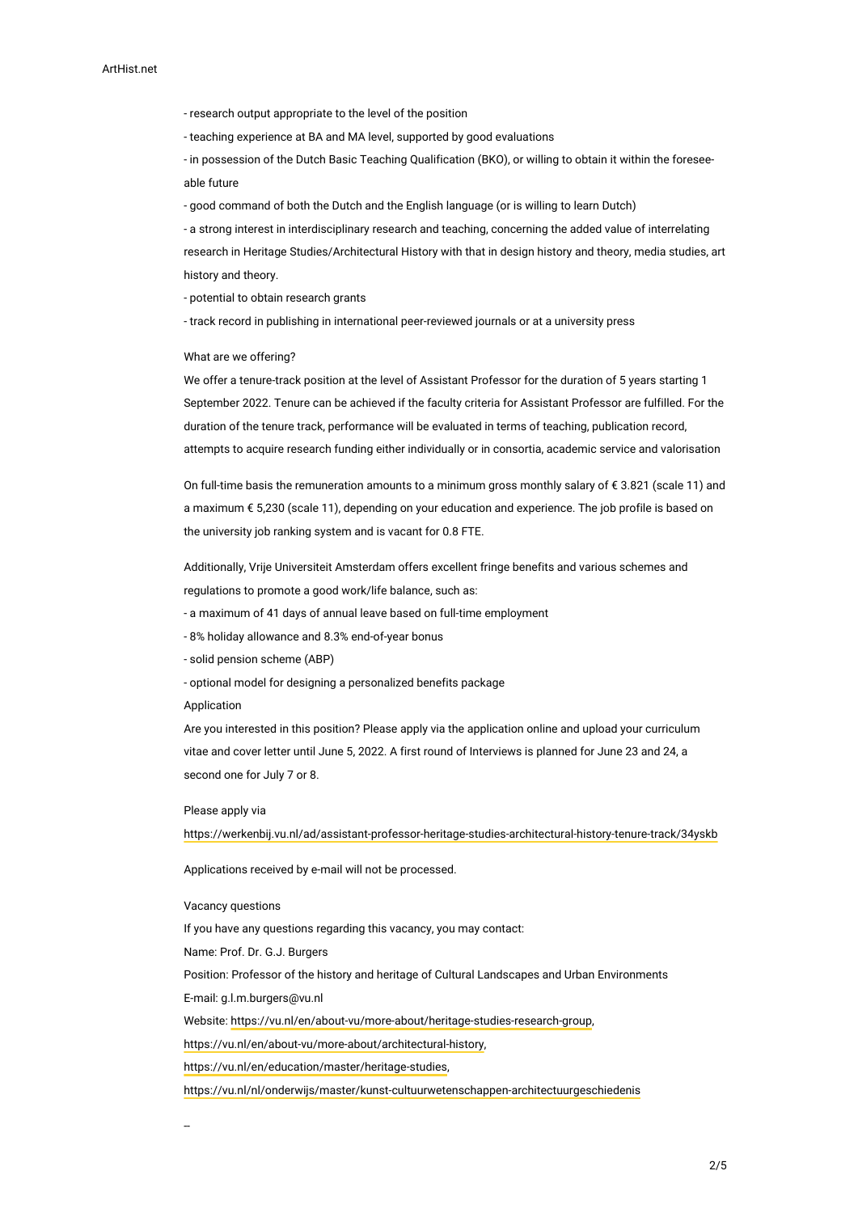- research output appropriate to the level of the position
- teaching experience at BA and MA level, supported by good evaluations
- in possession of the Dutch Basic Teaching Qualification (BKO), or willing to obtain it within the foreseeable future
- good command of both the Dutch and the English language (or is willing to learn Dutch)
- a strong interest in interdisciplinary research and teaching, concerning the added value of interrelating research in Heritage Studies/Architectural History with that in design history and theory, media studies, art history and theory.
- potential to obtain research grants
- track record in publishing in international peer-reviewed journals or at a university press

What are we offering?

We offer a tenure-track position at the level of Assistant Professor for the duration of 5 years starting 1 September 2022. Tenure can be achieved if the faculty criteria for Assistant Professor are fulfilled. For the duration of the tenure track, performance will be evaluated in terms of teaching, publication record, attempts to acquire research funding either individually or in consortia, academic service and valorisation

On full-time basis the remuneration amounts to a minimum gross monthly salary of € 3.821 (scale 11) and a maximum € 5,230 (scale 11), depending on your education and experience. The job profile is based on the university job ranking system and is vacant for 0.8 FTE.

Additionally, Vrije Universiteit Amsterdam offers excellent fringe benefits and various schemes and regulations to promote a good work/life balance, such as:

- a maximum of 41 days of annual leave based on full-time employment
- 8% holiday allowance and 8.3% end-of-year bonus
- solid pension scheme (ABP)
- optional model for designing a personalized benefits package

Application

Are you interested in this position? Please apply via the application online and upload your curriculum vitae and cover letter until June 5, 2022. A first round of Interviews is planned for June 23 and 24, a second one for July 7 or 8.

Please apply via

https://werkenbij.vu.nl/ad/assistant-professor-heritage-studies-architectural-history-tenure-track/34yskb

Applications received by e-mail will not be processed.

Vacancy questions

If you have any questions regarding this vacancy, you may contact:

Name: Prof. Dr. G.J. Burgers

Position: Professor of the history and heritage of Cultural Landscapes and Urban Environments

E-mail: g.l.m.burgers@vu.nl

Website: https://vu.nl/en/about-vu/more-about/heritage-studies-research-group,

https://vu.nl/en/about-vu/more-about/architectural-history,

https://vu.nl/en/education/master/heritage-studies,

https://vu.nl/nl/onderwijs/master/kunst-cultuurwetenschappen-architectuurgeschiedenis

--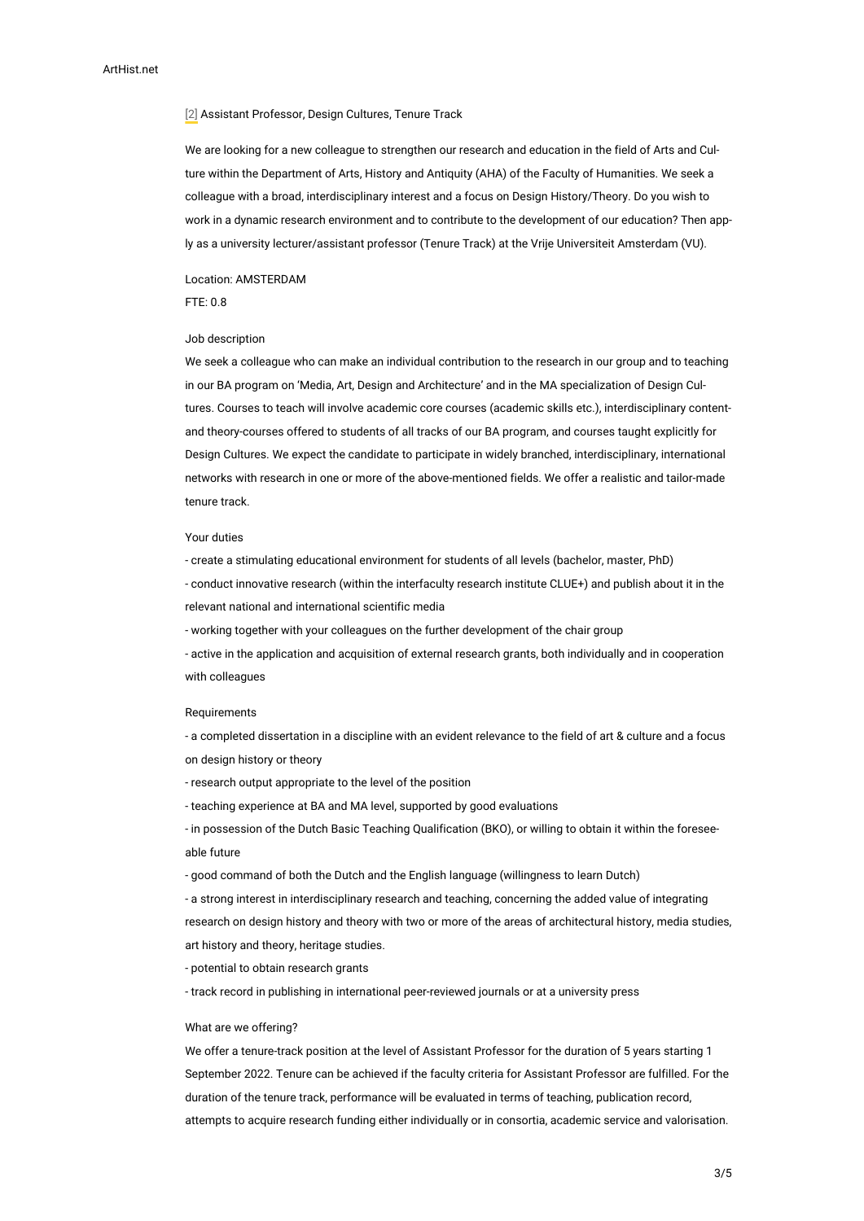[2] Assistant Professor, Design Cultures, Tenure Track

We are looking for a new colleague to strengthen our research and education in the field of Arts and Culture within the Department of Arts, History and Antiquity (AHA) of the Faculty of Humanities. We seek a colleague with a broad, interdisciplinary interest and a focus on Design History/Theory. Do you wish to work in a dynamic research environment and to contribute to the development of our education? Then apply as a university lecturer/assistant professor (Tenure Track) at the Vrije Universiteit Amsterdam (VU).

Location: AMSTERDAM
FTE: 0.8

Job description
We seek a colleague who can make an individual contribution to the research in our group and to teaching in our BA program on 'Media, Art, Design and Architecture' and in the MA specialization of Design Cultures. Courses to teach will involve academic core courses (academic skills etc.), interdisciplinary content- and theory-courses offered to students of all tracks of our BA program, and courses taught explicitly for Design Cultures. We expect the candidate to participate in widely branched, interdisciplinary, international networks with research in one or more of the above-mentioned fields. We offer a realistic and tailor-made tenure track.

Your duties
- create a stimulating educational environment for students of all levels (bachelor, master, PhD)
- conduct innovative research (within the interfaculty research institute CLUE+) and publish about it in the relevant national and international scientific media
- working together with your colleagues on the further development of the chair group
- active in the application and acquisition of external research grants, both individually and in cooperation with colleagues

Requirements
- a completed dissertation in a discipline with an evident relevance to the field of art & culture and a focus on design history or theory
- research output appropriate to the level of the position
- teaching experience at BA and MA level, supported by good evaluations
- in possession of the Dutch Basic Teaching Qualification (BKO), or willing to obtain it within the foreseeable future
- good command of both the Dutch and the English language (willingness to learn Dutch)
- a strong interest in interdisciplinary research and teaching, concerning the added value of integrating research on design history and theory with two or more of the areas of architectural history, media studies, art history and theory, heritage studies.
- potential to obtain research grants
- track record in publishing in international peer-reviewed journals or at a university press

What are we offering?
We offer a tenure-track position at the level of Assistant Professor for the duration of 5 years starting 1 September 2022. Tenure can be achieved if the faculty criteria for Assistant Professor are fulfilled. For the duration of the tenure track, performance will be evaluated in terms of teaching, publication record, attempts to acquire research funding either individually or in consortia, academic service and valorisation.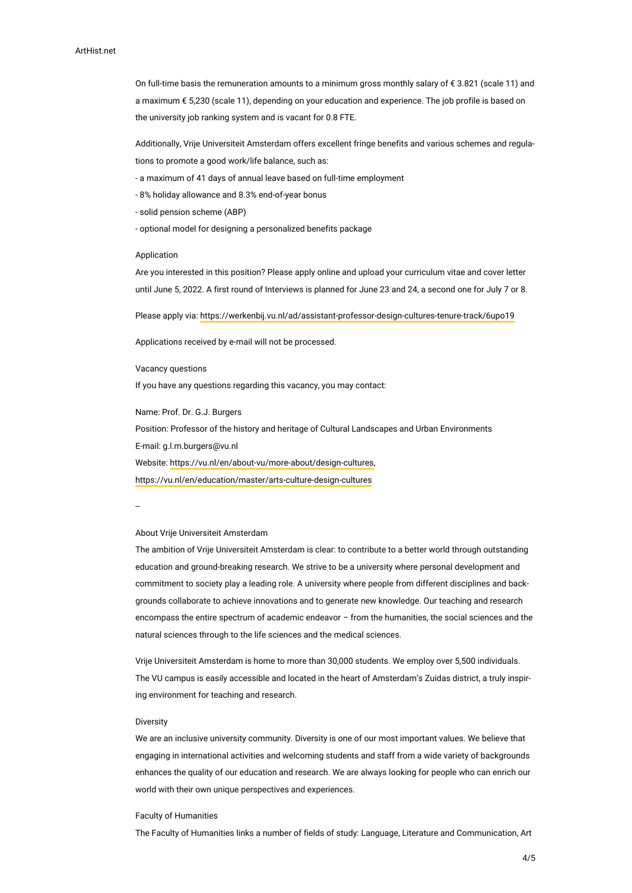On full-time basis the remuneration amounts to a minimum gross monthly salary of € 3.821 (scale 11) and a maximum € 5,230 (scale 11), depending on your education and experience. The job profile is based on the university job ranking system and is vacant for 0.8 FTE.

Additionally, Vrije Universiteit Amsterdam offers excellent fringe benefits and various schemes and regulations to promote a good work/life balance, such as:

- a maximum of 41 days of annual leave based on full-time employment
- 8% holiday allowance and 8.3% end-of-year bonus
- solid pension scheme (ABP)
- optional model for designing a personalized benefits package

Application

Are you interested in this position? Please apply online and upload your curriculum vitae and cover letter until June 5, 2022. A first round of Interviews is planned for June 23 and 24, a second one for July 7 or 8.

Please apply via: https://werkenbij.vu.nl/ad/assistant-professor-design-cultures-tenure-track/6upo19

Applications received by e-mail will not be processed.

Vacancy questions

If you have any questions regarding this vacancy, you may contact:

Name: Prof. Dr. G.J. Burgers
Position: Professor of the history and heritage of Cultural Landscapes and Urban Environments
E-mail: g.l.m.burgers@vu.nl
Website: https://vu.nl/en/about-vu/more-about/design-cultures,
https://vu.nl/en/education/master/arts-culture-design-cultures

--

About Vrije Universiteit Amsterdam

The ambition of Vrije Universiteit Amsterdam is clear: to contribute to a better world through outstanding education and ground-breaking research. We strive to be a university where personal development and commitment to society play a leading role. A university where people from different disciplines and backgrounds collaborate to achieve innovations and to generate new knowledge. Our teaching and research encompass the entire spectrum of academic endeavor – from the humanities, the social sciences and the natural sciences through to the life sciences and the medical sciences.

Vrije Universiteit Amsterdam is home to more than 30,000 students. We employ over 5,500 individuals. The VU campus is easily accessible and located in the heart of Amsterdam's Zuidas district, a truly inspiring environment for teaching and research.

Diversity

We are an inclusive university community. Diversity is one of our most important values. We believe that engaging in international activities and welcoming students and staff from a wide variety of backgrounds enhances the quality of our education and research. We are always looking for people who can enrich our world with their own unique perspectives and experiences.

Faculty of Humanities

The Faculty of Humanities links a number of fields of study: Language, Literature and Communication, Art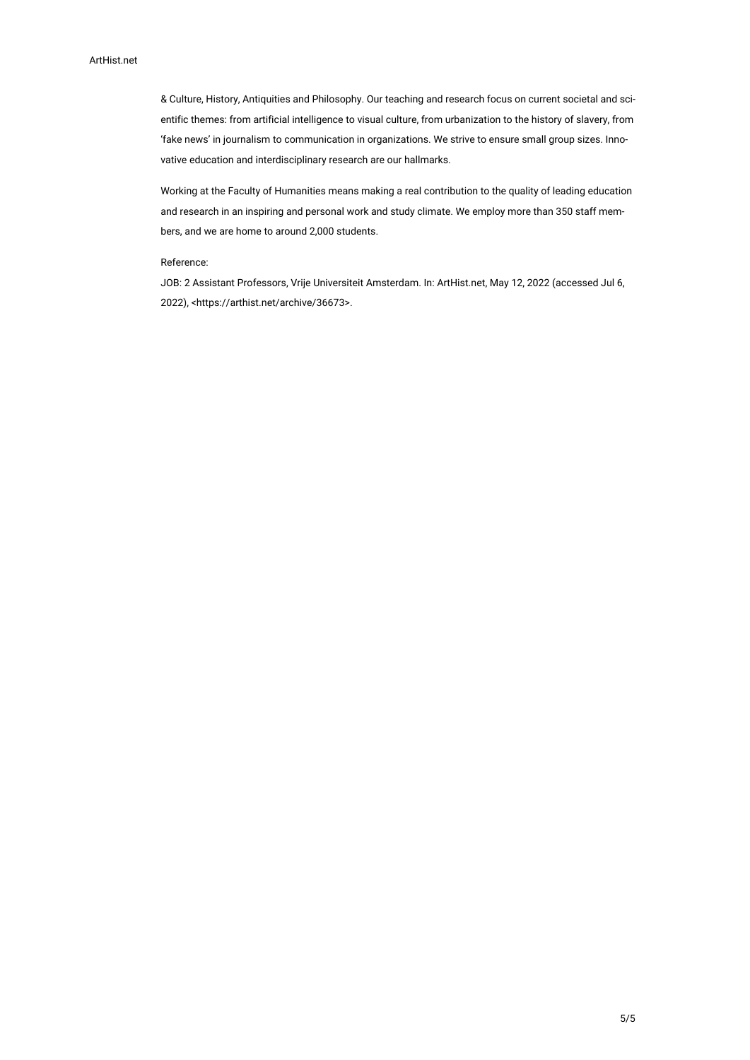& Culture, History, Antiquities and Philosophy. Our teaching and research focus on current societal and scientific themes: from artificial intelligence to visual culture, from urbanization to the history of slavery, from 'fake news' in journalism to communication in organizations. We strive to ensure small group sizes. Innovative education and interdisciplinary research are our hallmarks.

Working at the Faculty of Humanities means making a real contribution to the quality of leading education and research in an inspiring and personal work and study climate. We employ more than 350 staff members, and we are home to around 2,000 students.

Reference:

JOB: 2 Assistant Professors, Vrije Universiteit Amsterdam. In: ArtHist.net, May 12, 2022 (accessed Jul 6, 2022), <https://arthist.net/archive/36673>.